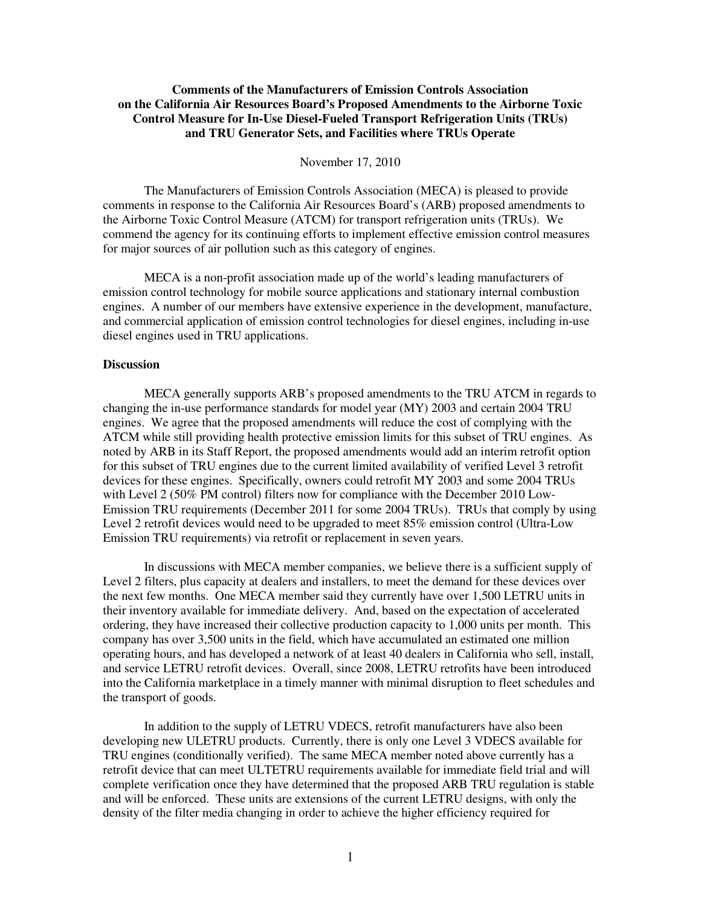**Comments of the Manufacturers of Emission Controls Association on the California Air Resources Board's Proposed Amendments to the Airborne Toxic Control Measure for In-Use Diesel-Fueled Transport Refrigeration Units (TRUs) and TRU Generator Sets, and Facilities where TRUs Operate**

November 17, 2010

The Manufacturers of Emission Controls Association (MECA) is pleased to provide comments in response to the California Air Resources Board's (ARB) proposed amendments to the Airborne Toxic Control Measure (ATCM) for transport refrigeration units (TRUs). We commend the agency for its continuing efforts to implement effective emission control measures for major sources of air pollution such as this category of engines.

MECA is a non-profit association made up of the world's leading manufacturers of emission control technology for mobile source applications and stationary internal combustion engines. A number of our members have extensive experience in the development, manufacture, and commercial application of emission control technologies for diesel engines, including in-use diesel engines used in TRU applications.

**Discussion**

MECA generally supports ARB's proposed amendments to the TRU ATCM in regards to changing the in-use performance standards for model year (MY) 2003 and certain 2004 TRU engines. We agree that the proposed amendments will reduce the cost of complying with the ATCM while still providing health protective emission limits for this subset of TRU engines. As noted by ARB in its Staff Report, the proposed amendments would add an interim retrofit option for this subset of TRU engines due to the current limited availability of verified Level 3 retrofit devices for these engines. Specifically, owners could retrofit MY 2003 and some 2004 TRUs with Level 2 (50% PM control) filters now for compliance with the December 2010 Low-Emission TRU requirements (December 2011 for some 2004 TRUs). TRUs that comply by using Level 2 retrofit devices would need to be upgraded to meet 85% emission control (Ultra-Low Emission TRU requirements) via retrofit or replacement in seven years.

In discussions with MECA member companies, we believe there is a sufficient supply of Level 2 filters, plus capacity at dealers and installers, to meet the demand for these devices over the next few months. One MECA member said they currently have over 1,500 LETRU units in their inventory available for immediate delivery. And, based on the expectation of accelerated ordering, they have increased their collective production capacity to 1,000 units per month. This company has over 3,500 units in the field, which have accumulated an estimated one million operating hours, and has developed a network of at least 40 dealers in California who sell, install, and service LETRU retrofit devices. Overall, since 2008, LETRU retrofits have been introduced into the California marketplace in a timely manner with minimal disruption to fleet schedules and the transport of goods.

In addition to the supply of LETRU VDECS, retrofit manufacturers have also been developing new ULETRU products. Currently, there is only one Level 3 VDECS available for TRU engines (conditionally verified). The same MECA member noted above currently has a retrofit device that can meet ULTETRU requirements available for immediate field trial and will complete verification once they have determined that the proposed ARB TRU regulation is stable and will be enforced. These units are extensions of the current LETRU designs, with only the density of the filter media changing in order to achieve the higher efficiency required for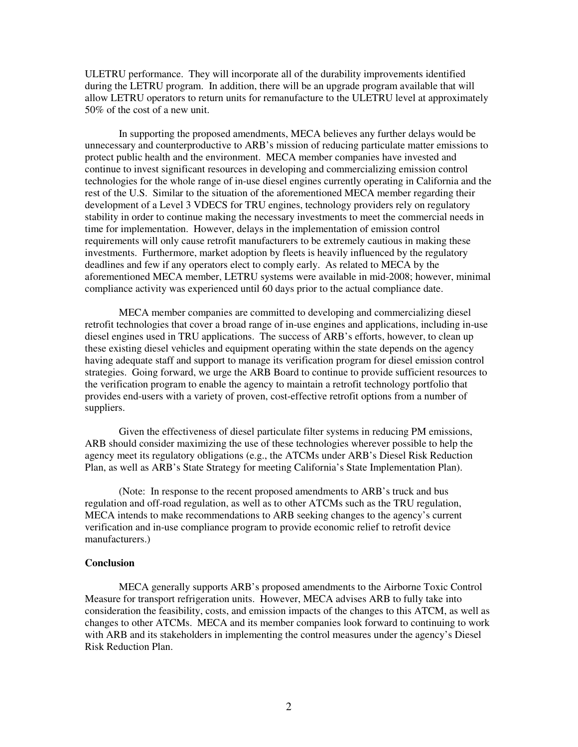ULETRU performance. They will incorporate all of the durability improvements identified during the LETRU program. In addition, there will be an upgrade program available that will allow LETRU operators to return units for remanufacture to the ULETRU level at approximately 50% of the cost of a new unit.

In supporting the proposed amendments, MECA believes any further delays would be unnecessary and counterproductive to ARB's mission of reducing particulate matter emissions to protect public health and the environment. MECA member companies have invested and continue to invest significant resources in developing and commercializing emission control technologies for the whole range of in-use diesel engines currently operating in California and the rest of the U.S. Similar to the situation of the aforementioned MECA member regarding their development of a Level 3 VDECS for TRU engines, technology providers rely on regulatory stability in order to continue making the necessary investments to meet the commercial needs in time for implementation. However, delays in the implementation of emission control requirements will only cause retrofit manufacturers to be extremely cautious in making these investments. Furthermore, market adoption by fleets is heavily influenced by the regulatory deadlines and few if any operators elect to comply early. As related to MECA by the aforementioned MECA member, LETRU systems were available in mid-2008; however, minimal compliance activity was experienced until 60 days prior to the actual compliance date.

MECA member companies are committed to developing and commercializing diesel retrofit technologies that cover a broad range of in-use engines and applications, including in-use diesel engines used in TRU applications. The success of ARB's efforts, however, to clean up these existing diesel vehicles and equipment operating within the state depends on the agency having adequate staff and support to manage its verification program for diesel emission control strategies. Going forward, we urge the ARB Board to continue to provide sufficient resources to the verification program to enable the agency to maintain a retrofit technology portfolio that provides end-users with a variety of proven, cost-effective retrofit options from a number of suppliers.

Given the effectiveness of diesel particulate filter systems in reducing PM emissions, ARB should consider maximizing the use of these technologies wherever possible to help the agency meet its regulatory obligations (e.g., the ATCMs under ARB's Diesel Risk Reduction Plan, as well as ARB's State Strategy for meeting California's State Implementation Plan).

(Note: In response to the recent proposed amendments to ARB's truck and bus regulation and off-road regulation, as well as to other ATCMs such as the TRU regulation, MECA intends to make recommendations to ARB seeking changes to the agency's current verification and in-use compliance program to provide economic relief to retrofit device manufacturers.)

**Conclusion**

MECA generally supports ARB's proposed amendments to the Airborne Toxic Control Measure for transport refrigeration units. However, MECA advises ARB to fully take into consideration the feasibility, costs, and emission impacts of the changes to this ATCM, as well as changes to other ATCMs. MECA and its member companies look forward to continuing to work with ARB and its stakeholders in implementing the control measures under the agency's Diesel Risk Reduction Plan.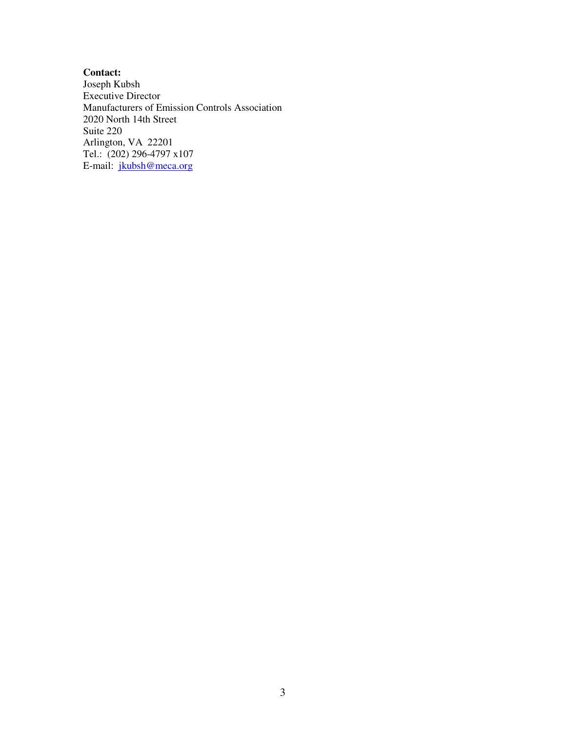**Contact:**
Joseph Kubsh
Executive Director
Manufacturers of Emission Controls Association
2020 North 14th Street
Suite 220
Arlington, VA 22201
Tel.: (202) 296-4797 x107
E-mail: jkubsh@meca.org